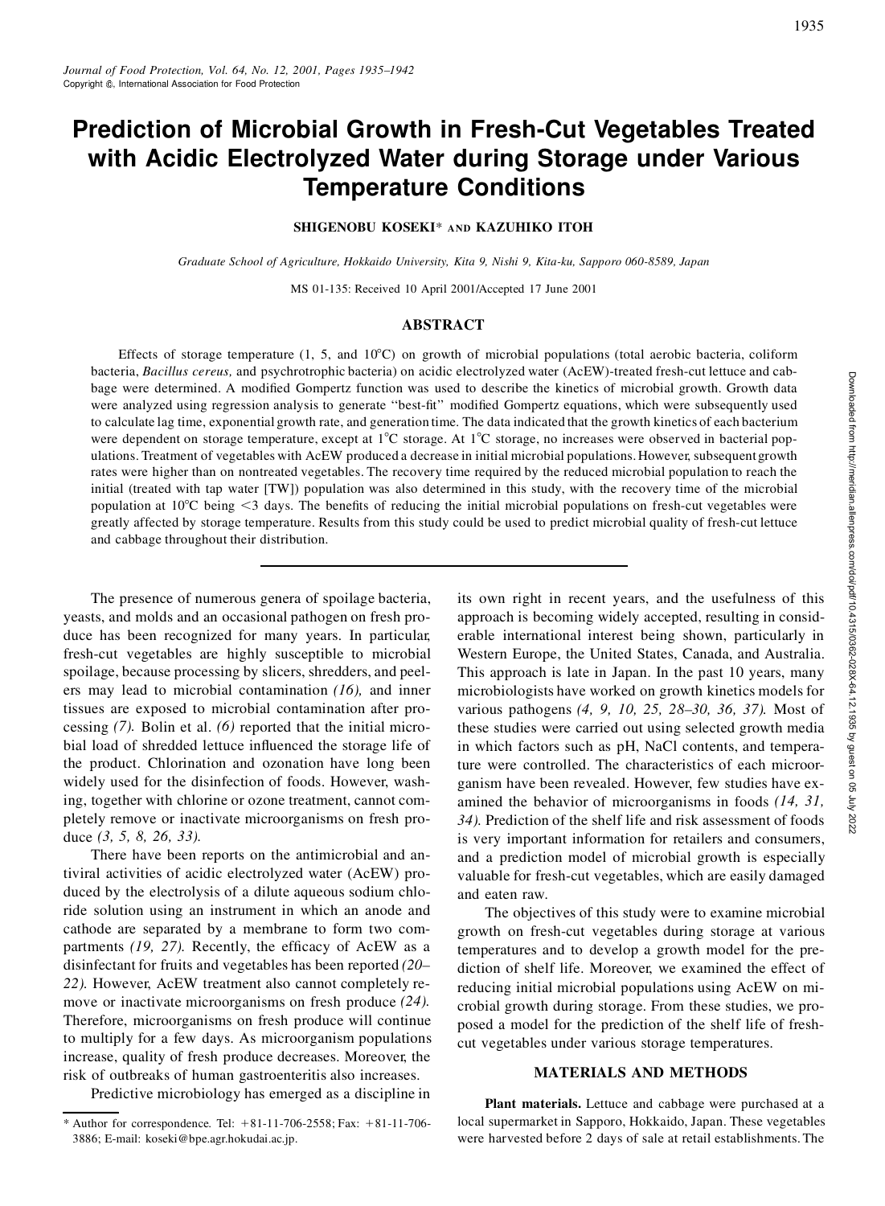# Prediction of Microbial Growth in Fresh-Cut Vegetables Treated with Acidic Electrolyzed Water during Storage under Various Temperature Conditions

**SHIGENOBU KOSEKI*** AND **KAZUHIKO ITOH**

*Graduate School of Agriculture, Hokkaido University, Kita 9, Nishi 9, Kita-ku, Sapporo 060-8589, Japan*

MS 01-135: Received 10 April 2001/Accepted 17 June 2001

## ABSTRACT

Effects of storage temperature (1, 5, and 10°C) on growth of microbial populations (total aerobic bacteria, coliform bacteria, *Bacillus cereus,* and psychrotrophic bacteria) on acidic electrolyzed water (AcEW)-treated fresh-cut lettuce and cabbage were determined. A modified Gompertz function was used to describe the kinetics of microbial growth. Growth data were analyzed using regression analysis to generate "best-fit" modified Gompertz equations, which were subsequently used to calculate lag time, exponential growth rate, and generation time. The data indicated that the growth kinetics of each bacterium were dependent on storage temperature, except at 1°C storage. At 1°C storage, no increases were observed in bacterial populations. Treatment of vegetables with AcEW produced a decrease in initial microbial populations. However, subsequent growth rates were higher than on nontreated vegetables. The recovery time required by the reduced microbial population to reach the initial (treated with tap water [TW]) population was also determined in this study, with the recovery time of the microbial population at 10°C being <3 days. The benefits of reducing the initial microbial populations on fresh-cut vegetables were greatly affected by storage temperature. Results from this study could be used to predict microbial quality of fresh-cut lettuce and cabbage throughout their distribution.

The presence of numerous genera of spoilage bacteria, yeasts, and molds and an occasional pathogen on fresh produce has been recognized for many years. In particular, fresh-cut vegetables are highly susceptible to microbial spoilage, because processing by slicers, shredders, and peelers may lead to microbial contamination *(16),* and inner tissues are exposed to microbial contamination after processing *(7).* Bolin et al. *(6)* reported that the initial microbial load of shredded lettuce influenced the storage life of the product. Chlorination and ozonation have long been widely used for the disinfection of foods. However, washing, together with chlorine or ozone treatment, cannot completely remove or inactivate microorganisms on fresh produce *(3, 5, 8, 26, 33).*

There have been reports on the antimicrobial and antiviral activities of acidic electrolyzed water (AcEW) produced by the electrolysis of a dilute aqueous sodium chloride solution using an instrument in which an anode and cathode are separated by a membrane to form two compartments *(19, 27).* Recently, the efficacy of AcEW as a disinfectant for fruits and vegetables has been reported *(20–22).* However, AcEW treatment also cannot completely remove or inactivate microorganisms on fresh produce *(24).* Therefore, microorganisms on fresh produce will continue to multiply for a few days. As microorganism populations increase, quality of fresh produce decreases. Moreover, the risk of outbreaks of human gastroenteritis also increases.

Predictive microbiology has emerged as a discipline in its own right in recent years, and the usefulness of this approach is becoming widely accepted, resulting in considerable international interest being shown, particularly in Western Europe, the United States, Canada, and Australia. This approach is late in Japan. In the past 10 years, many microbiologists have worked on growth kinetics models for various pathogens *(4, 9, 10, 25, 28–30, 36, 37).* Most of these studies were carried out using selected growth media in which factors such as pH, NaCl contents, and temperature were controlled. The characteristics of each microorganism have been revealed. However, few studies have examined the behavior of microorganisms in foods *(14, 31, 34).* Prediction of the shelf life and risk assessment of foods is very important information for retailers and consumers, and a prediction model of microbial growth is especially valuable for fresh-cut vegetables, which are easily damaged and eaten raw.

The objectives of this study were to examine microbial growth on fresh-cut vegetables during storage at various temperatures and to develop a growth model for the prediction of shelf life. Moreover, we examined the effect of reducing initial microbial populations using AcEW on microbial growth during storage. From these studies, we proposed a model for the prediction of the shelf life of fresh-cut vegetables under various storage temperatures.

## MATERIALS AND METHODS

**Plant materials.** Lettuce and cabbage were purchased at a local supermarket in Sapporo, Hokkaido, Japan. These vegetables were harvested before 2 days of sale at retail establishments. The

---

* Author for correspondence. Tel: +81-11-706-2558; Fax: +81-11-706-3886; E-mail: koseki@bpe.agr.hokudai.ac.jp.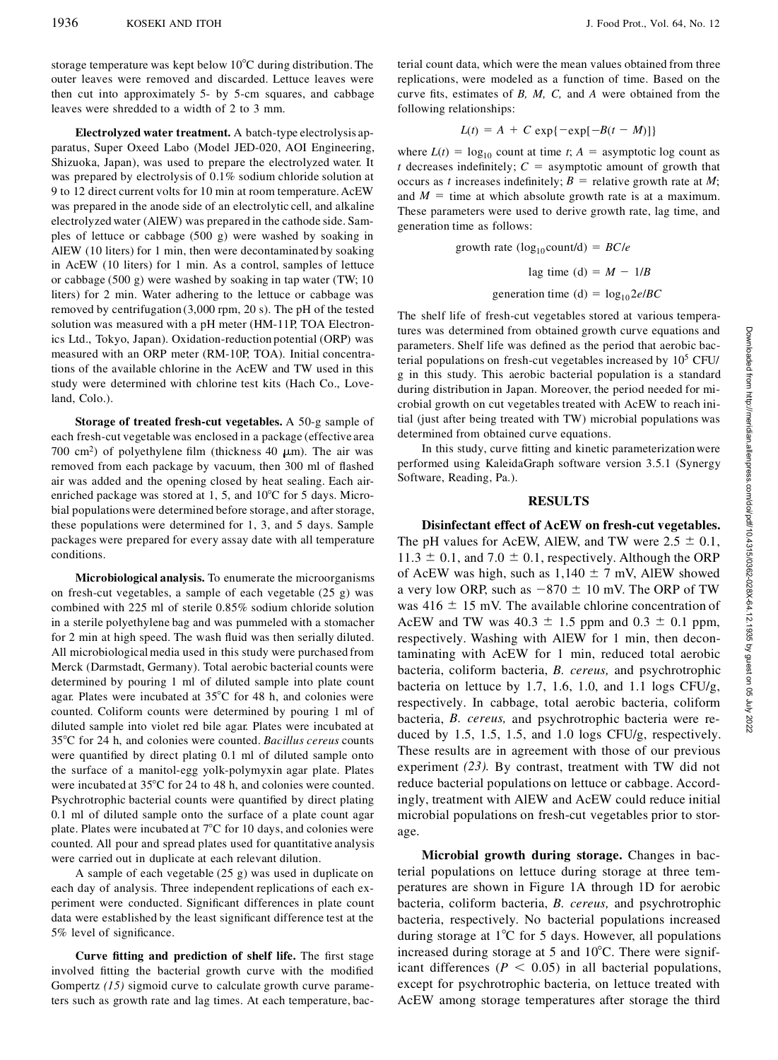storage temperature was kept below 10°C during distribution. The outer leaves were removed and discarded. Lettuce leaves were then cut into approximately 5- by 5-cm squares, and cabbage leaves were shredded to a width of 2 to 3 mm.

**Electrolyzed water treatment.** A batch-type electrolysis apparatus, Super Oxeed Labo (Model JED-020, AOI Engineering, Shizuoka, Japan), was used to prepare the electrolyzed water. It was prepared by electrolysis of 0.1% sodium chloride solution at 9 to 12 direct current volts for 10 min at room temperature. AcEW was prepared in the anode side of an electrolytic cell, and alkaline electrolyzed water (AlEW) was prepared in the cathode side. Samples of lettuce or cabbage (500 g) were washed by soaking in AlEW (10 liters) for 1 min, then were decontaminated by soaking in AcEW (10 liters) for 1 min. As a control, samples of lettuce or cabbage (500 g) were washed by soaking in tap water (TW; 10 liters) for 2 min. Water adhering to the lettuce or cabbage was removed by centrifugation (3,000 rpm, 20 s). The pH of the tested solution was measured with a pH meter (HM-11P, TOA Electronics Ltd., Tokyo, Japan). Oxidation-reduction potential (ORP) was measured with an ORP meter (RM-10P, TOA). Initial concentrations of the available chlorine in the AcEW and TW used in this study were determined with chlorine test kits (Hach Co., Loveland, Colo.).

**Storage of treated fresh-cut vegetables.** A 50-g sample of each fresh-cut vegetable was enclosed in a package (effective area 700 $cm^2$) of polyethylene film (thickness 40 μm). The air was removed from each package by vacuum, then 300 ml of flashed air was added and the opening closed by heat sealing. Each air-enriched package was stored at 1, 5, and 10°C for 5 days. Microbial populations were determined before storage, and after storage, these populations were determined for 1, 3, and 5 days. Sample packages were prepared for every assay date with all temperature conditions.

**Microbiological analysis.** To enumerate the microorganisms on fresh-cut vegetables, a sample of each vegetable (25 g) was combined with 225 ml of sterile 0.85% sodium chloride solution in a sterile polyethylene bag and was pummeled with a stomacher for 2 min at high speed. The wash fluid was then serially diluted. All microbiological media used in this study were purchased from Merck (Darmstadt, Germany). Total aerobic bacterial counts were determined by pouring 1 ml of diluted sample into plate count agar. Plates were incubated at 35°C for 48 h, and colonies were counted. Coliform counts were determined by pouring 1 ml of diluted sample into violet red bile agar. Plates were incubated at 35°C for 24 h, and colonies were counted. *Bacillus cereus* counts were quantified by direct plating 0.1 ml of diluted sample onto the surface of a manitol-egg yolk-polymyxin agar plate. Plates were incubated at 35°C for 24 to 48 h, and colonies were counted. Psychrotrophic bacterial counts were quantified by direct plating 0.1 ml of diluted sample onto the surface of a plate count agar plate. Plates were incubated at 7°C for 10 days, and colonies were counted. All pour and spread plates used for quantitative analysis were carried out in duplicate at each relevant dilution.

A sample of each vegetable (25 g) was used in duplicate on each day of analysis. Three independent replications of each experiment were conducted. Significant differences in plate count data were established by the least significant difference test at the 5% level of significance.

**Curve fitting and prediction of shelf life.** The first stage involved fitting the bacterial growth curve with the modified Gompertz *(15)* sigmoid curve to calculate growth curve parameters such as growth rate and lag times. At each temperature, bacterial count data, which were the mean values obtained from three replications, were modeled as a function of time. Based on the curve fits, estimates of *B, M, C,* and *A* were obtained from the following relationships:

$$L(t) = A + C \exp\{-\exp[-B(t - M)]\}$$

where $L(t) = \log_{10}$ count at time $t$; $A$ = asymptotic log count as $t$ decreases indefinitely; $C$ = asymptotic amount of growth that occurs as $t$ increases indefinitely; $B$ = relative growth rate at $M$; and $M$ = time at which absolute growth rate is at a maximum. These parameters were used to derive growth rate, lag time, and generation time as follows:

$$\text{growth rate } (\log_{10}\text{count/d}) = BC/e$$

$$\text{lag time (d)} = M - 1/B$$

$$\text{generation time (d)} = \log_{10}2e/BC$$

The shelf life of fresh-cut vegetables stored at various temperatures was determined from obtained growth curve equations and parameters. Shelf life was defined as the period that aerobic bacterial populations on fresh-cut vegetables increased by $10^5$ CFU/g in this study. This aerobic bacterial population is a standard during distribution in Japan. Moreover, the period needed for microbial growth on cut vegetables treated with AcEW to reach initial (just after being treated with TW) microbial populations was determined from obtained curve equations.

In this study, curve fitting and kinetic parameterization were performed using KaleidaGraph software version 3.5.1 (Synergy Software, Reading, Pa.).

## RESULTS

**Disinfectant effect of AcEW on fresh-cut vegetables.** The pH values for AcEW, AlEW, and TW were $2.5 \pm 0.1$, $11.3 \pm 0.1$, and $7.0 \pm 0.1$, respectively. Although the ORP of AcEW was high, such as $1{,}140 \pm 7$ mV, AlEW showed a very low ORP, such as $-870 \pm 10$ mV. The ORP of TW was $416 \pm 15$ mV. The available chlorine concentration of AcEW and TW was $40.3 \pm 1.5$ ppm and $0.3 \pm 0.1$ ppm, respectively. Washing with AlEW for 1 min, then decontaminating with AcEW for 1 min, reduced total aerobic bacteria, coliform bacteria, *B. cereus,* and psychrotrophic bacteria on lettuce by 1.7, 1.6, 1.0, and 1.1 logs CFU/g, respectively. In cabbage, total aerobic bacteria, coliform bacteria, *B. cereus,* and psychrotrophic bacteria were reduced by 1.5, 1.5, 1.5, and 1.0 logs CFU/g, respectively. These results are in agreement with those of our previous experiment *(23).* By contrast, treatment with TW did not reduce bacterial populations on lettuce or cabbage. Accordingly, treatment with AlEW and AcEW could reduce initial microbial populations on fresh-cut vegetables prior to storage.

**Microbial growth during storage.** Changes in bacterial populations on lettuce during storage at three temperatures are shown in Figure 1A through 1D for aerobic bacteria, coliform bacteria, *B. cereus,* and psychrotrophic bacteria, respectively. No bacterial populations increased during storage at 1°C for 5 days. However, all populations increased during storage at 5 and 10°C. There were significant differences ($P < 0.05$) in all bacterial populations, except for psychrotrophic bacteria, on lettuce treated with AcEW among storage temperatures after storage the third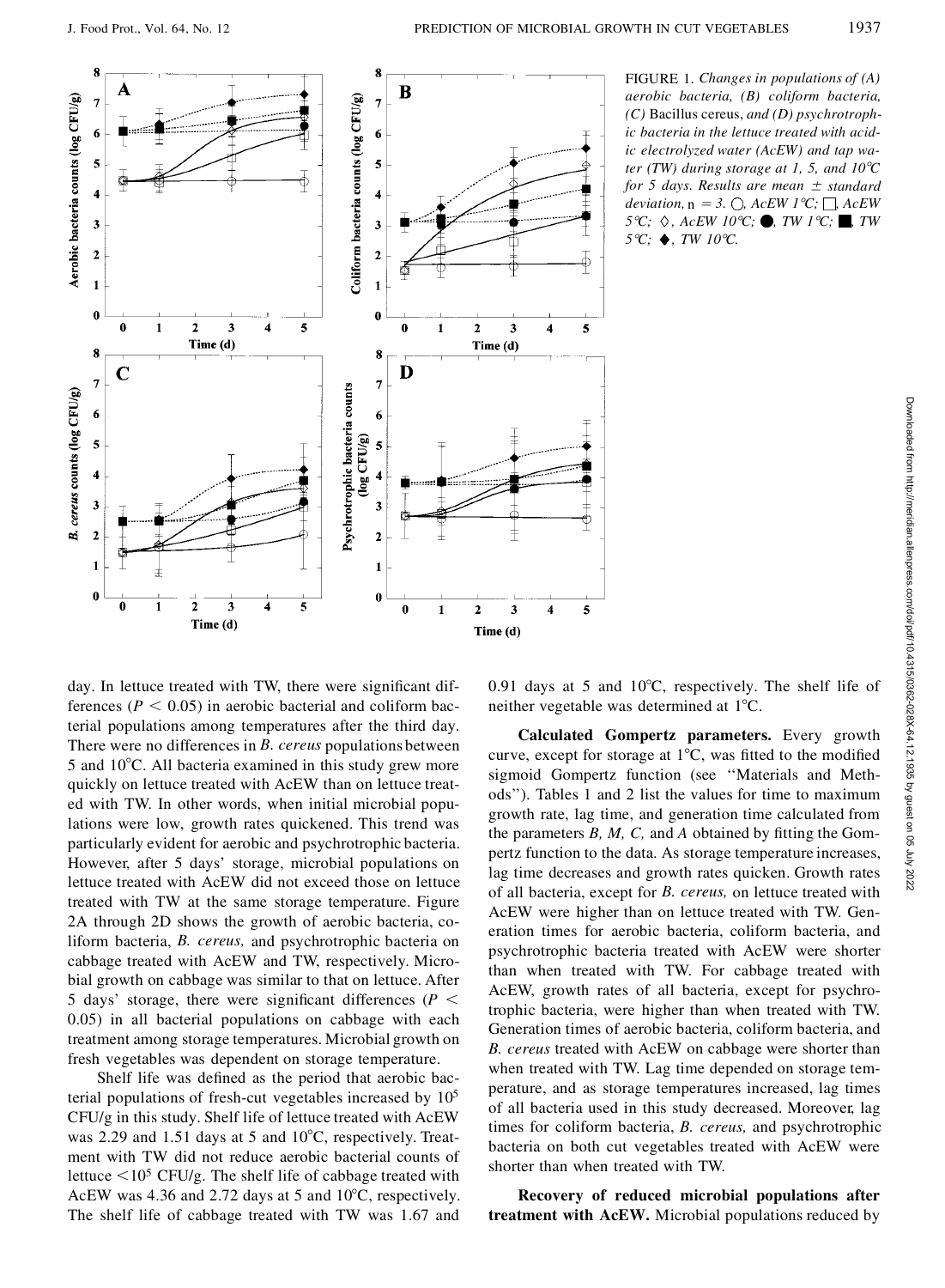FIGURE 1. *Changes in populations of (A) aerobic bacteria, (B) coliform bacteria, (C)* Bacillus cereus, *and (D) psychrotrophic bacteria in the lettuce treated with acidic electrolyzed water (AcEW) and tap water (TW) during storage at 1, 5, and 10°C for 5 days. Results are mean ± standard deviation,* n *= 3.* ○*, AcEW 1°C;* □*, AcEW 5°C;* ◇*, AcEW 10°C;* ●*, TW 1°C;* ■*, TW 5°C;* ◆*, TW 10°C.*

day. In lettuce treated with TW, there were significant differences ($P < 0.05$) in aerobic bacterial and coliform bacterial populations among temperatures after the third day. There were no differences in *B. cereus* populations between 5 and 10°C. All bacteria examined in this study grew more quickly on lettuce treated with AcEW than on lettuce treated with TW. In other words, when initial microbial populations were low, growth rates quickened. This trend was particularly evident for aerobic and psychrotrophic bacteria. However, after 5 days' storage, microbial populations on lettuce treated with AcEW did not exceed those on lettuce treated with TW at the same storage temperature. Figure 2A through 2D shows the growth of aerobic bacteria, coliform bacteria, *B. cereus,* and psychrotrophic bacteria on cabbage treated with AcEW and TW, respectively. Microbial growth on cabbage was similar to that on lettuce. After 5 days' storage, there were significant differences ($P < 0.05$) in all bacterial populations on cabbage with each treatment among storage temperatures. Microbial growth on fresh vegetables was dependent on storage temperature.

Shelf life was defined as the period that aerobic bacterial populations of fresh-cut vegetables increased by $10^5$ CFU/g in this study. Shelf life of lettuce treated with AcEW was 2.29 and 1.51 days at 5 and 10°C, respectively. Treatment with TW did not reduce aerobic bacterial counts of lettuce $<10^5$ CFU/g. The shelf life of cabbage treated with AcEW was 4.36 and 2.72 days at 5 and 10°C, respectively. The shelf life of cabbage treated with TW was 1.67 and 0.91 days at 5 and 10°C, respectively. The shelf life of neither vegetable was determined at 1°C.

**Calculated Gompertz parameters.** Every growth curve, except for storage at 1°C, was fitted to the modified sigmoid Gompertz function (see "Materials and Methods"). Tables 1 and 2 list the values for time to maximum growth rate, lag time, and generation time calculated from the parameters *B, M, C,* and *A* obtained by fitting the Gompertz function to the data. As storage temperature increases, lag time decreases and growth rates quicken. Growth rates of all bacteria, except for *B. cereus,* on lettuce treated with AcEW were higher than on lettuce treated with TW. Generation times for aerobic bacteria, coliform bacteria, and psychrotrophic bacteria treated with AcEW were shorter than when treated with TW. For cabbage treated with AcEW, growth rates of all bacteria, except for psychrotrophic bacteria, were higher than when treated with TW. Generation times of aerobic bacteria, coliform bacteria, and *B. cereus* treated with AcEW on cabbage were shorter than when treated with TW. Lag time depended on storage temperature, and as storage temperatures increased, lag times of all bacteria used in this study decreased. Moreover, lag times for coliform bacteria, *B. cereus,* and psychrotrophic bacteria on both cut vegetables treated with AcEW were shorter than when treated with TW.

**Recovery of reduced microbial populations after treatment with AcEW.** Microbial populations reduced by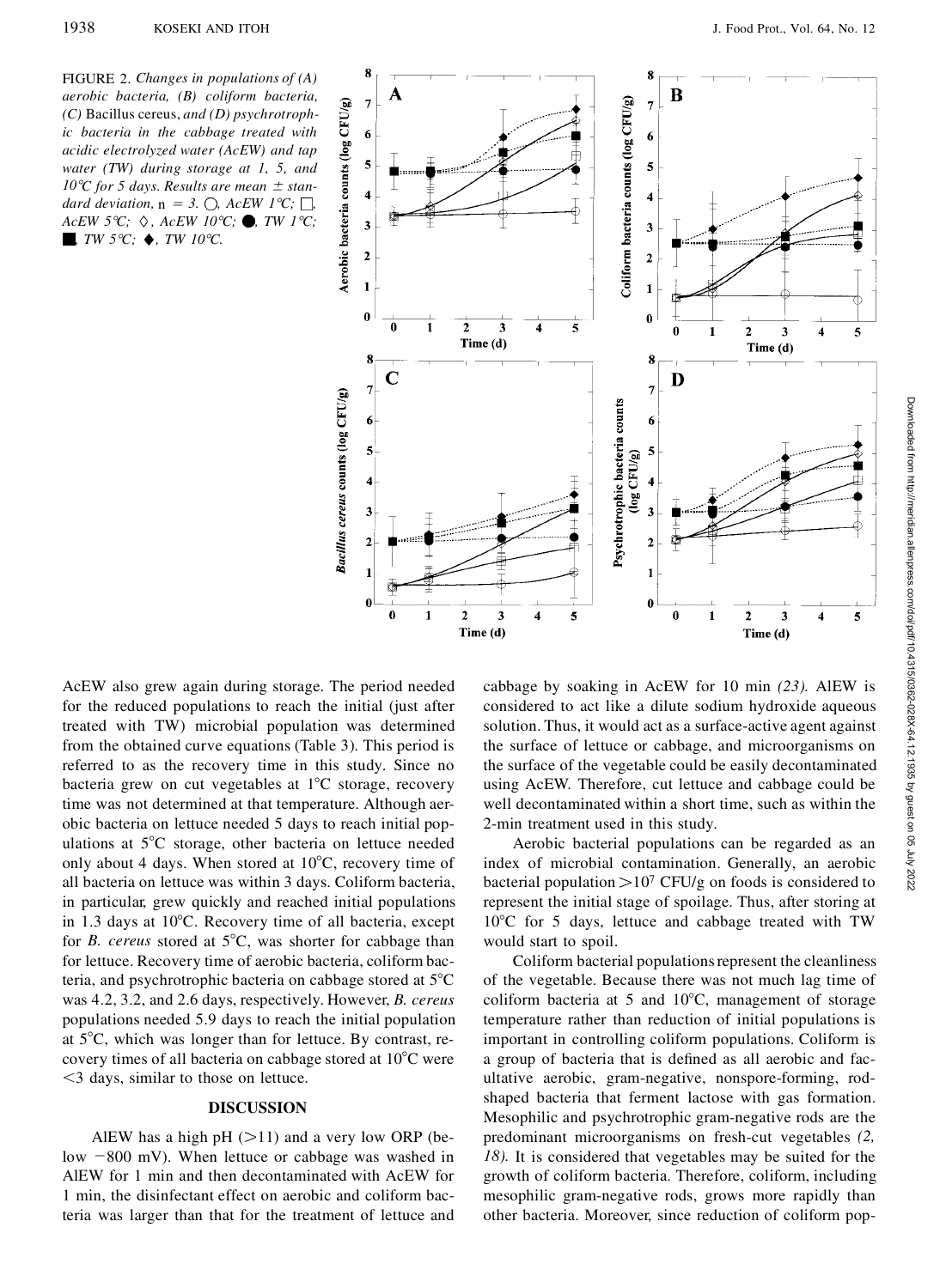FIGURE 2. *Changes in populations of (A) aerobic bacteria, (B) coliform bacteria, (C)* Bacillus cereus, *and (D) psychrotrophic bacteria in the cabbage treated with acidic electrolyzed water (AcEW) and tap water (TW) during storage at 1, 5, and 10°C for 5 days. Results are mean ± standard deviation,* n = 3. ○, *AcEW 1°C;* □, *AcEW 5°C;* ◇, *AcEW 10°C;* ●, *TW 1°C;* ■, *TW 5°C;* ◆, *TW 10°C.*

AcEW also grew again during storage. The period needed for the reduced populations to reach the initial (just after treated with TW) microbial population was determined from the obtained curve equations (Table 3). This period is referred to as the recovery time in this study. Since no bacteria grew on cut vegetables at 1°C storage, recovery time was not determined at that temperature. Although aerobic bacteria on lettuce needed 5 days to reach initial populations at 5°C storage, other bacteria on lettuce needed only about 4 days. When stored at 10°C, recovery time of all bacteria on lettuce was within 3 days. Coliform bacteria, in particular, grew quickly and reached initial populations in 1.3 days at 10°C. Recovery time of all bacteria, except for *B. cereus* stored at 5°C, was shorter for cabbage than for lettuce. Recovery time of aerobic bacteria, coliform bacteria, and psychrotrophic bacteria on cabbage stored at 5°C was 4.2, 3.2, and 2.6 days, respectively. However, *B. cereus* populations needed 5.9 days to reach the initial population at 5°C, which was longer than for lettuce. By contrast, recovery times of all bacteria on cabbage stored at 10°C were <3 days, similar to those on lettuce.

## DISCUSSION

AlEW has a high pH (>11) and a very low ORP (below −800 mV). When lettuce or cabbage was washed in AlEW for 1 min and then decontaminated with AcEW for 1 min, the disinfectant effect on aerobic and coliform bacteria was larger than that for the treatment of lettuce and cabbage by soaking in AcEW for 10 min *(23).* AlEW is considered to act like a dilute sodium hydroxide aqueous solution. Thus, it would act as a surface-active agent against the surface of lettuce or cabbage, and microorganisms on the surface of the vegetable could be easily decontaminated using AcEW. Therefore, cut lettuce and cabbage could be well decontaminated within a short time, such as within the 2-min treatment used in this study.

Aerobic bacterial populations can be regarded as an index of microbial contamination. Generally, an aerobic bacterial population $>10^7$ CFU/g on foods is considered to represent the initial stage of spoilage. Thus, after storing at 10°C for 5 days, lettuce and cabbage treated with TW would start to spoil.

Coliform bacterial populations represent the cleanliness of the vegetable. Because there was not much lag time of coliform bacteria at 5 and 10°C, management of storage temperature rather than reduction of initial populations is important in controlling coliform populations. Coliform is a group of bacteria that is defined as all aerobic and facultative aerobic, gram-negative, nonspore-forming, rod-shaped bacteria that ferment lactose with gas formation. Mesophilic and psychrotrophic gram-negative rods are the predominant microorganisms on fresh-cut vegetables *(2, 18).* It is considered that vegetables may be suited for the growth of coliform bacteria. Therefore, coliform, including mesophilic gram-negative rods, grows more rapidly than other bacteria. Moreover, since reduction of coliform pop-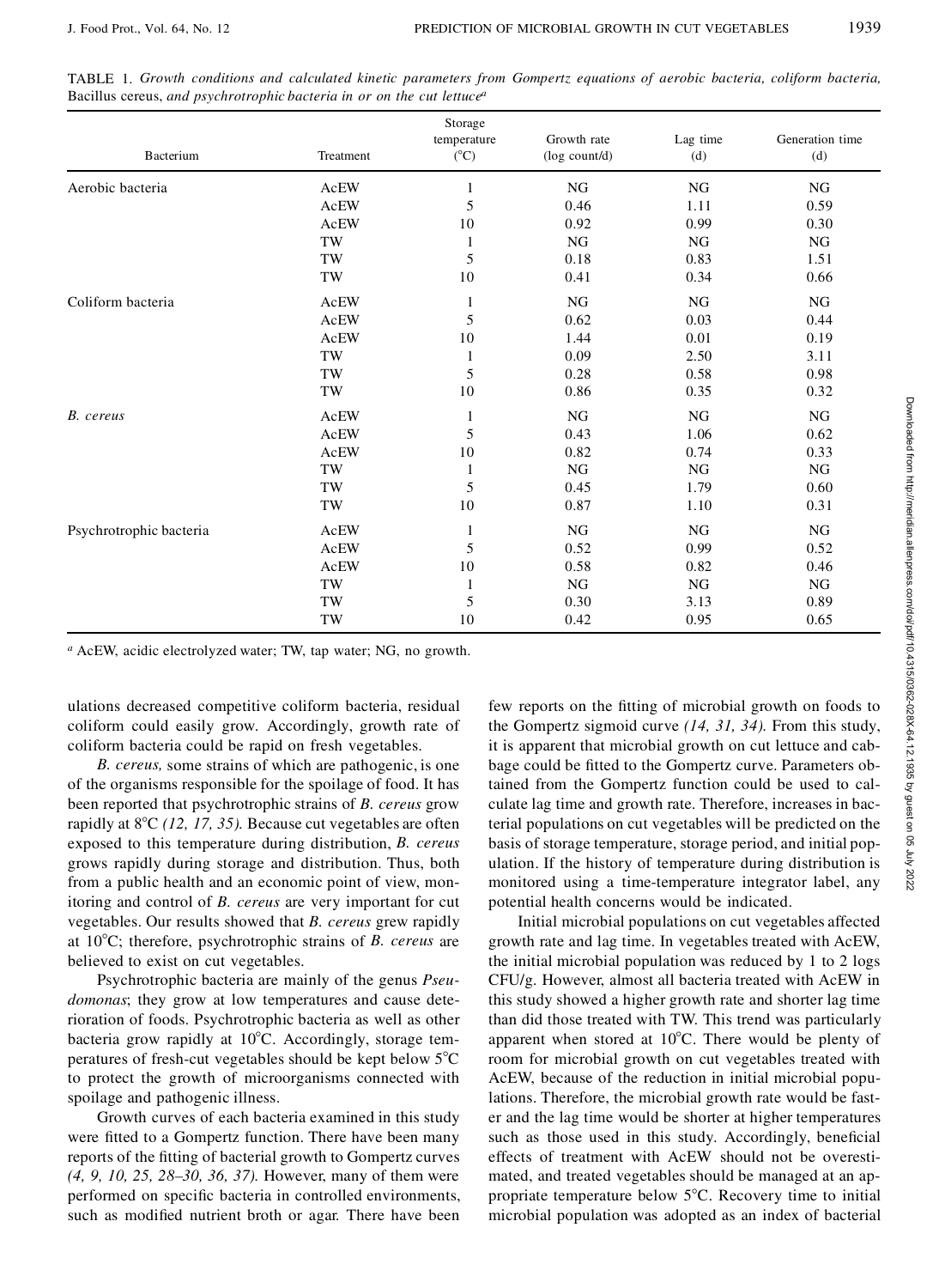TABLE 1. *Growth conditions and calculated kinetic parameters from Gompertz equations of aerobic bacteria, coliform bacteria,* Bacillus cereus, *and psychrotrophic bacteria in or on the cut lettuce*[a]

| Bacterium | Treatment | Storage temperature (°C) | Growth rate (log count/d) | Lag time (d) | Generation time (d) |
|---|---|---|---|---|---|
| Aerobic bacteria | AcEW | 1 | NG | NG | NG |
| | AcEW | 5 | 0.46 | 1.11 | 0.59 |
| | AcEW | 10 | 0.92 | 0.99 | 0.30 |
| | TW | 1 | NG | NG | NG |
| | TW | 5 | 0.18 | 0.83 | 1.51 |
| | TW | 10 | 0.41 | 0.34 | 0.66 |
| Coliform bacteria | AcEW | 1 | NG | NG | NG |
| | AcEW | 5 | 0.62 | 0.03 | 0.44 |
| | AcEW | 10 | 1.44 | 0.01 | 0.19 |
| | TW | 1 | 0.09 | 2.50 | 3.11 |
| | TW | 5 | 0.28 | 0.58 | 0.98 |
| | TW | 10 | 0.86 | 0.35 | 0.32 |
| *B. cereus* | AcEW | 1 | NG | NG | NG |
| | AcEW | 5 | 0.43 | 1.06 | 0.62 |
| | AcEW | 10 | 0.82 | 0.74 | 0.33 |
| | TW | 1 | NG | NG | NG |
| | TW | 5 | 0.45 | 1.79 | 0.60 |
| | TW | 10 | 0.87 | 1.10 | 0.31 |
| Psychrotrophic bacteria | AcEW | 1 | NG | NG | NG |
| | AcEW | 5 | 0.52 | 0.99 | 0.52 |
| | AcEW | 10 | 0.58 | 0.82 | 0.46 |
| | TW | 1 | NG | NG | NG |
| | TW | 5 | 0.30 | 3.13 | 0.89 |
| | TW | 10 | 0.42 | 0.95 | 0.65 |

[a] AcEW, acidic electrolyzed water; TW, tap water; NG, no growth.

ulations decreased competitive coliform bacteria, residual coliform could easily grow. Accordingly, growth rate of coliform bacteria could be rapid on fresh vegetables.

*B. cereus,* some strains of which are pathogenic, is one of the organisms responsible for the spoilage of food. It has been reported that psychrotrophic strains of *B. cereus* grow rapidly at 8°C *(12, 17, 35).* Because cut vegetables are often exposed to this temperature during distribution, *B. cereus* grows rapidly during storage and distribution. Thus, both from a public health and an economic point of view, monitoring and control of *B. cereus* are very important for cut vegetables. Our results showed that *B. cereus* grew rapidly at 10°C; therefore, psychrotrophic strains of *B. cereus* are believed to exist on cut vegetables.

Psychrotrophic bacteria are mainly of the genus *Pseudomonas*; they grow at low temperatures and cause deterioration of foods. Psychrotrophic bacteria as well as other bacteria grow rapidly at 10°C. Accordingly, storage temperatures of fresh-cut vegetables should be kept below 5°C to protect the growth of microorganisms connected with spoilage and pathogenic illness.

Growth curves of each bacteria examined in this study were fitted to a Gompertz function. There have been many reports of the fitting of bacterial growth to Gompertz curves *(4, 9, 10, 25, 28–30, 36, 37).* However, many of them were performed on specific bacteria in controlled environments, such as modified nutrient broth or agar. There have been few reports on the fitting of microbial growth on foods to the Gompertz sigmoid curve *(14, 31, 34).* From this study, it is apparent that microbial growth on cut lettuce and cabbage could be fitted to the Gompertz curve. Parameters obtained from the Gompertz function could be used to calculate lag time and growth rate. Therefore, increases in bacterial populations on cut vegetables will be predicted on the basis of storage temperature, storage period, and initial population. If the history of temperature during distribution is monitored using a time-temperature integrator label, any potential health concerns would be indicated.

Initial microbial populations on cut vegetables affected growth rate and lag time. In vegetables treated with AcEW, the initial microbial population was reduced by 1 to 2 logs CFU/g. However, almost all bacteria treated with AcEW in this study showed a higher growth rate and shorter lag time than did those treated with TW. This trend was particularly apparent when stored at 10°C. There would be plenty of room for microbial growth on cut vegetables treated with AcEW, because of the reduction in initial microbial populations. Therefore, the microbial growth rate would be faster and the lag time would be shorter at higher temperatures such as those used in this study. Accordingly, beneficial effects of treatment with AcEW should not be overestimated, and treated vegetables should be managed at an appropriate temperature below 5°C. Recovery time to initial microbial population was adopted as an index of bacterial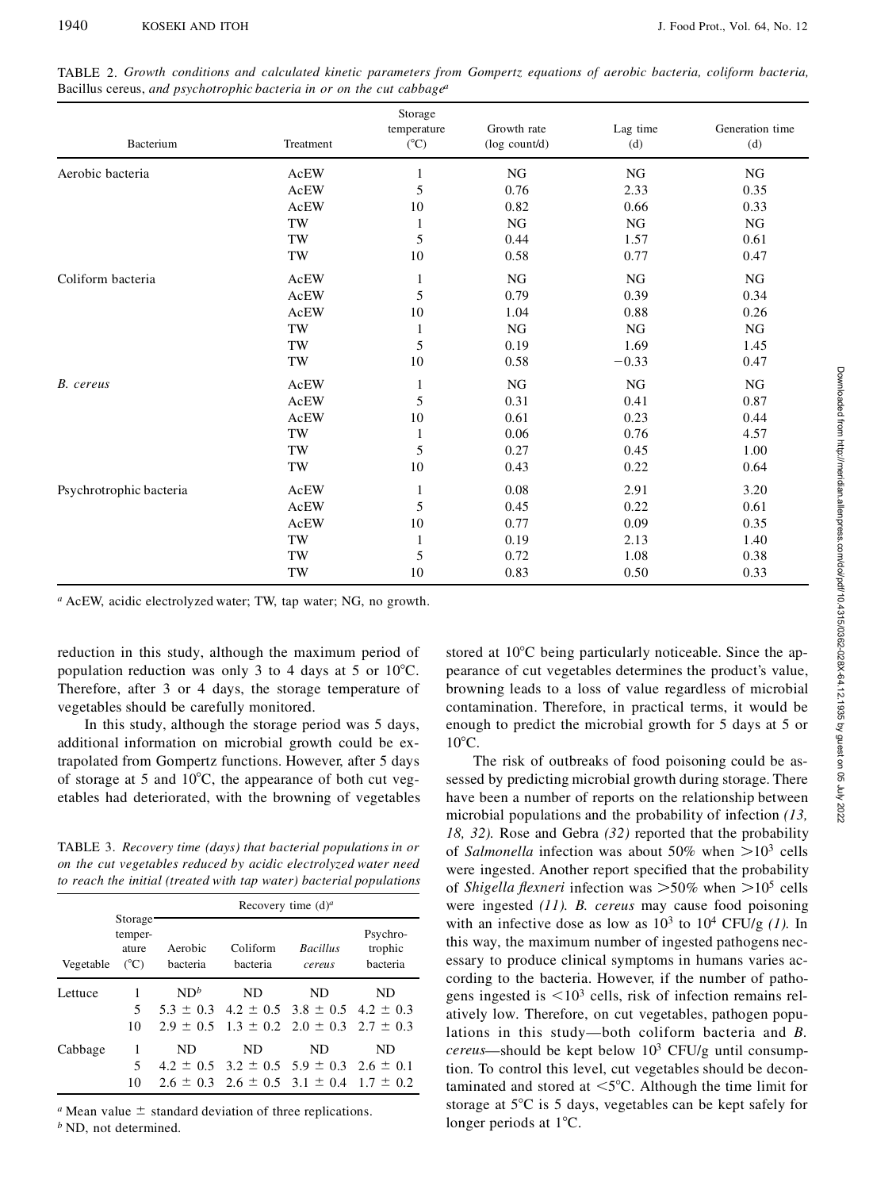TABLE 2. *Growth conditions and calculated kinetic parameters from Gompertz equations of aerobic bacteria, coliform bacteria,* Bacillus cereus, *and psychotrophic bacteria in or on the cut cabbage*[a]

| Bacterium | Treatment | Storage temperature (°C) | Growth rate (log count/d) | Lag time (d) | Generation time (d) |
|---|---|---|---|---|---|
| Aerobic bacteria | AcEW | 1 | NG | NG | NG |
| | AcEW | 5 | 0.76 | 2.33 | 0.35 |
| | AcEW | 10 | 0.82 | 0.66 | 0.33 |
| | TW | 1 | NG | NG | NG |
| | TW | 5 | 0.44 | 1.57 | 0.61 |
| | TW | 10 | 0.58 | 0.77 | 0.47 |
| Coliform bacteria | AcEW | 1 | NG | NG | NG |
| | AcEW | 5 | 0.79 | 0.39 | 0.34 |
| | AcEW | 10 | 1.04 | 0.88 | 0.26 |
| | TW | 1 | NG | NG | NG |
| | TW | 5 | 0.19 | 1.69 | 1.45 |
| | TW | 10 | 0.58 | −0.33 | 0.47 |
| *B. cereus* | AcEW | 1 | NG | NG | NG |
| | AcEW | 5 | 0.31 | 0.41 | 0.87 |
| | AcEW | 10 | 0.61 | 0.23 | 0.44 |
| | TW | 1 | 0.06 | 0.76 | 4.57 |
| | TW | 5 | 0.27 | 0.45 | 1.00 |
| | TW | 10 | 0.43 | 0.22 | 0.64 |
| Psychrotrophic bacteria | AcEW | 1 | 0.08 | 2.91 | 3.20 |
| | AcEW | 5 | 0.45 | 0.22 | 0.61 |
| | AcEW | 10 | 0.77 | 0.09 | 0.35 |
| | TW | 1 | 0.19 | 2.13 | 1.40 |
| | TW | 5 | 0.72 | 1.08 | 0.38 |
| | TW | 10 | 0.83 | 0.50 | 0.33 |

[a] AcEW, acidic electrolyzed water; TW, tap water; NG, no growth.

reduction in this study, although the maximum period of population reduction was only 3 to 4 days at 5 or 10°C. Therefore, after 3 or 4 days, the storage temperature of vegetables should be carefully monitored.

In this study, although the storage period was 5 days, additional information on microbial growth could be extrapolated from Gompertz functions. However, after 5 days of storage at 5 and 10°C, the appearance of both cut vegetables had deteriorated, with the browning of vegetables stored at 10°C being particularly noticeable. Since the appearance of cut vegetables determines the product's value, browning leads to a loss of value regardless of microbial contamination. Therefore, in practical terms, it would be enough to predict the microbial growth for 5 days at 5 or 10°C.

TABLE 3. *Recovery time (days) that bacterial populations in or on the cut vegetables reduced by acidic electrolyzed water need to reach the initial (treated with tap water) bacterial populations*

| Vegetable | Storage temperature (°C) | Recovery time (d)[a] | | | |
|---|---|---|---|---|---|
| | | Aerobic bacteria | Coliform bacteria | *Bacillus cereus* | Psychrotrophic bacteria |
| Lettuce | 1 | ND[b] | ND | ND | ND |
| | 5 | 5.3 ± 0.3 | 4.2 ± 0.5 | 3.8 ± 0.5 | 4.2 ± 0.3 |
| | 10 | 2.9 ± 0.5 | 1.3 ± 0.2 | 2.0 ± 0.3 | 2.7 ± 0.3 |
| Cabbage | 1 | ND | ND | ND | ND |
| | 5 | 4.2 ± 0.5 | 3.2 ± 0.5 | 5.9 ± 0.3 | 2.6 ± 0.1 |
| | 10 | 2.6 ± 0.3 | 2.6 ± 0.5 | 3.1 ± 0.4 | 1.7 ± 0.2 |

[a] Mean value ± standard deviation of three replications.
[b] ND, not determined.

The risk of outbreaks of food poisoning could be assessed by predicting microbial growth during storage. There have been a number of reports on the relationship between microbial populations and the probability of infection *(13, 18, 32).* Rose and Gebra *(32)* reported that the probability of *Salmonella* infection was about 50% when $>10^3$ cells were ingested. Another report specified that the probability of *Shigella flexneri* infection was $>50\%$ when $>10^5$ cells were ingested *(11). B. cereus* may cause food poisoning with an infective dose as low as $10^3$ to $10^4$ CFU/g *(1).* In this way, the maximum number of ingested pathogens necessary to produce clinical symptoms in humans varies according to the bacteria. However, if the number of pathogens ingested is $<10^3$ cells, risk of infection remains relatively low. Therefore, on cut vegetables, pathogen populations in this study—both coliform bacteria and *B. cereus*—should be kept below $10^3$ CFU/g until consumption. To control this level, cut vegetables should be decontaminated and stored at $<5$°C. Although the time limit for storage at 5°C is 5 days, vegetables can be kept safely for longer periods at 1°C.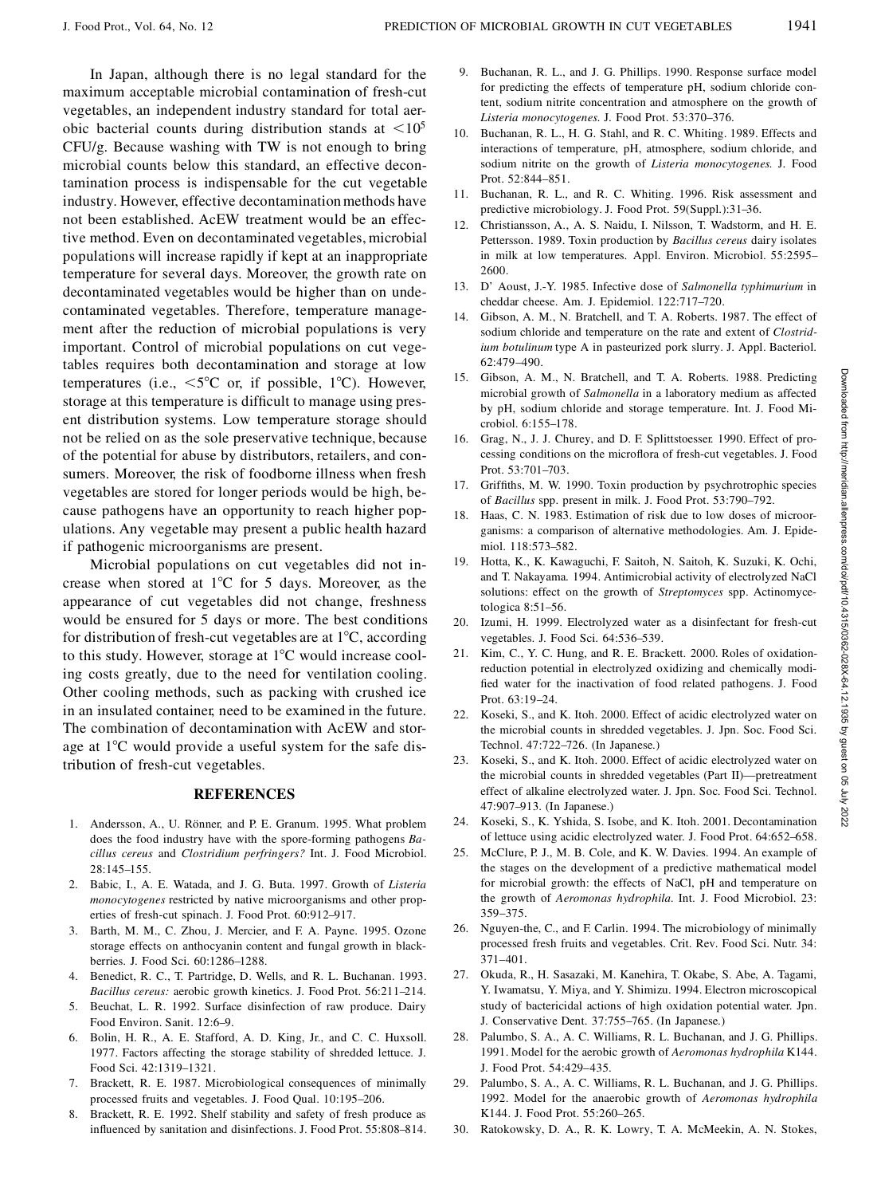In Japan, although there is no legal standard for the maximum acceptable microbial contamination of fresh-cut vegetables, an independent industry standard for total aerobic bacterial counts during distribution stands at $<10^5$ CFU/g. Because washing with TW is not enough to bring microbial counts below this standard, an effective decontamination process is indispensable for the cut vegetable industry. However, effective decontamination methods have not been established. AcEW treatment would be an effective method. Even on decontaminated vegetables, microbial populations will increase rapidly if kept at an inappropriate temperature for several days. Moreover, the growth rate on decontaminated vegetables would be higher than on undecontaminated vegetables. Therefore, temperature management after the reduction of microbial populations is very important. Control of microbial populations on cut vegetables requires both decontamination and storage at low temperatures (i.e., <5°C or, if possible, 1°C). However, storage at this temperature is difficult to manage using present distribution systems. Low temperature storage should not be relied on as the sole preservative technique, because of the potential for abuse by distributors, retailers, and consumers. Moreover, the risk of foodborne illness when fresh vegetables are stored for longer periods would be high, because pathogens have an opportunity to reach higher populations. Any vegetable may present a public health hazard if pathogenic microorganisms are present.

Microbial populations on cut vegetables did not increase when stored at 1°C for 5 days. Moreover, as the appearance of cut vegetables did not change, freshness would be ensured for 5 days or more. The best conditions for distribution of fresh-cut vegetables are at 1°C, according to this study. However, storage at 1°C would increase cooling costs greatly, due to the need for ventilation cooling. Other cooling methods, such as packing with crushed ice in an insulated container, need to be examined in the future. The combination of decontamination with AcEW and storage at 1°C would provide a useful system for the safe distribution of fresh-cut vegetables.

## REFERENCES

1. Andersson, A., U. Rönner, and P. E. Granum. 1995. What problem does the food industry have with the spore-forming pathogens *Bacillus cereus* and *Clostridium perfringers?* Int. J. Food Microbiol. 28:145–155.
2. Babic, I., A. E. Watada, and J. G. Buta. 1997. Growth of *Listeria monocytogenes* restricted by native microorganisms and other properties of fresh-cut spinach. J. Food Prot. 60:912–917.
3. Barth, M. M., C. Zhou, J. Mercier, and F. A. Payne. 1995. Ozone storage effects on anthocyanin content and fungal growth in blackberries. J. Food Sci. 60:1286–1288.
4. Benedict, R. C., T. Partridge, D. Wells, and R. L. Buchanan. 1993. *Bacillus cereus:* aerobic growth kinetics. J. Food Prot. 56:211–214.
5. Beuchat, L. R. 1992. Surface disinfection of raw produce. Dairy Food Environ. Sanit. 12:6–9.
6. Bolin, H. R., A. E. Stafford, A. D. King, Jr., and C. C. Huxsoll. 1977. Factors affecting the storage stability of shredded lettuce. J. Food Sci. 42:1319–1321.
7. Brackett, R. E. 1987. Microbiological consequences of minimally processed fruits and vegetables. J. Food Qual. 10:195–206.
8. Brackett, R. E. 1992. Shelf stability and safety of fresh produce as influenced by sanitation and disinfections. J. Food Prot. 55:808–814.
9. Buchanan, R. L., and J. G. Phillips. 1990. Response surface model for predicting the effects of temperature pH, sodium chloride content, sodium nitrite concentration and atmosphere on the growth of *Listeria monocytogenes.* J. Food Prot. 53:370–376.
10. Buchanan, R. L., H. G. Stahl, and R. C. Whiting. 1989. Effects and interactions of temperature, pH, atmosphere, sodium chloride, and sodium nitrite on the growth of *Listeria monocytogenes.* J. Food Prot. 52:844–851.
11. Buchanan, R. L., and R. C. Whiting. 1996. Risk assessment and predictive microbiology. J. Food Prot. 59(Suppl.):31–36.
12. Christiansson, A., A. S. Naidu, I. Nilsson, T. Wadstorm, and H. E. Pettersson. 1989. Toxin production by *Bacillus cereus* dairy isolates in milk at low temperatures. Appl. Environ. Microbiol. 55:2595–2600.
13. D' Aoust, J.-Y. 1985. Infective dose of *Salmonella typhimurium* in cheddar cheese. Am. J. Epidemiol. 122:717–720.
14. Gibson, A. M., N. Bratchell, and T. A. Roberts. 1987. The effect of sodium chloride and temperature on the rate and extent of *Clostridium botulinum* type A in pasteurized pork slurry. J. Appl. Bacteriol. 62:479–490.
15. Gibson, A. M., N. Bratchell, and T. A. Roberts. 1988. Predicting microbial growth of *Salmonella* in a laboratory medium as affected by pH, sodium chloride and storage temperature. Int. J. Food Microbiol. 6:155–178.
16. Grag, N., J. J. Churey, and D. F. Splittstoesser. 1990. Effect of processing conditions on the microflora of fresh-cut vegetables. J. Food Prot. 53:701–703.
17. Griffiths, M. W. 1990. Toxin production by psychrotrophic species of *Bacillus* spp. present in milk. J. Food Prot. 53:790–792.
18. Haas, C. N. 1983. Estimation of risk due to low doses of microorganisms: a comparison of alternative methodologies. Am. J. Epidemiol. 118:573–582.
19. Hotta, K., K. Kawaguchi, F. Saitoh, N. Saitoh, K. Suzuki, K. Ochi, and T. Nakayama. 1994. Antimicrobial activity of electrolyzed NaCl solutions: effect on the growth of *Streptomyces* spp. Actinomycetologica 8:51–56.
20. Izumi, H. 1999. Electrolyzed water as a disinfectant for fresh-cut vegetables. J. Food Sci. 64:536–539.
21. Kim, C., Y. C. Hung, and R. E. Brackett. 2000. Roles of oxidation-reduction potential in electrolyzed oxidizing and chemically modified water for the inactivation of food related pathogens. J. Food Prot. 63:19–24.
22. Koseki, S., and K. Itoh. 2000. Effect of acidic electrolyzed water on the microbial counts in shredded vegetables. J. Jpn. Soc. Food Sci. Technol. 47:722–726. (In Japanese.)
23. Koseki, S., and K. Itoh. 2000. Effect of acidic electrolyzed water on the microbial counts in shredded vegetables (Part II)—pretreatment effect of alkaline electrolyzed water. J. Jpn. Soc. Food Sci. Technol. 47:907–913. (In Japanese.)
24. Koseki, S., K. Yshida, S. Isobe, and K. Itoh. 2001. Decontamination of lettuce using acidic electrolyzed water. J. Food Prot. 64:652–658.
25. McClure, P. J., M. B. Cole, and K. W. Davies. 1994. An example of the stages on the development of a predictive mathematical model for microbial growth: the effects of NaCl, pH and temperature on the growth of *Aeromonas hydrophila.* Int. J. Food Microbiol. 23: 359–375.
26. Nguyen-the, C., and F. Carlin. 1994. The microbiology of minimally processed fresh fruits and vegetables. Crit. Rev. Food Sci. Nutr. 34: 371–401.
27. Okuda, R., H. Sasazaki, M. Kanehira, T. Okabe, S. Abe, A. Tagami, Y. Iwamatsu, Y. Miya, and Y. Shimizu. 1994. Electron microscopical study of bactericidal actions of high oxidation potential water. Jpn. J. Conservative Dent. 37:755–765. (In Japanese.)
28. Palumbo, S. A., A. C. Williams, R. L. Buchanan, and J. G. Phillips. 1991. Model for the aerobic growth of *Aeromonas hydrophila* K144. J. Food Prot. 54:429–435.
29. Palumbo, S. A., A. C. Williams, R. L. Buchanan, and J. G. Phillips. 1992. Model for the anaerobic growth of *Aeromonas hydrophila* K144. J. Food Prot. 55:260–265.
30. Ratokowsky, D. A., R. K. Lowry, T. A. McMeekin, A. N. Stokes,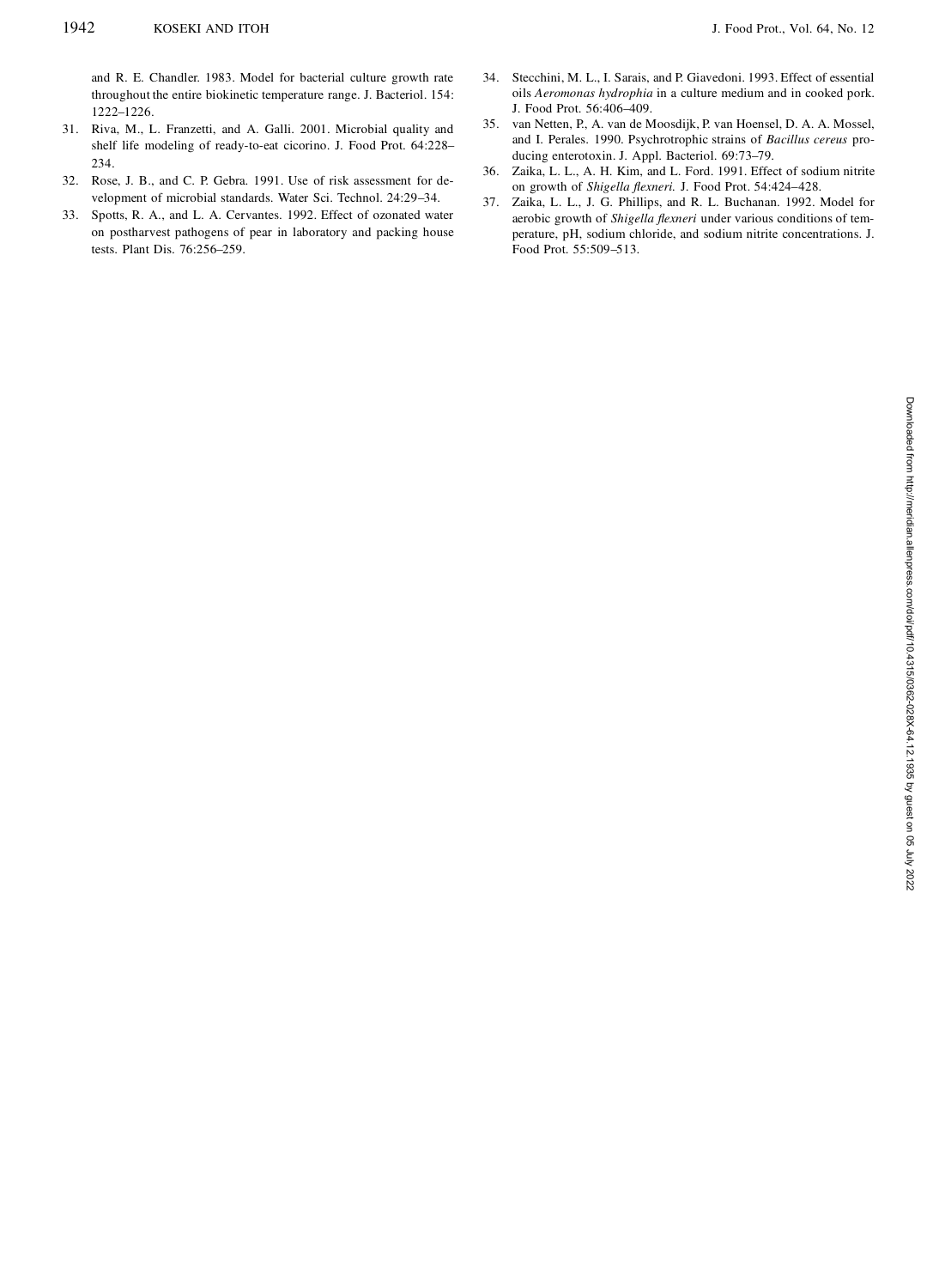and R. E. Chandler. 1983. Model for bacterial culture growth rate throughout the entire biokinetic temperature range. J. Bacteriol. 154: 1222–1226.

31. Riva, M., L. Franzetti, and A. Galli. 2001. Microbial quality and shelf life modeling of ready-to-eat cicorino. J. Food Prot. 64:228–234.
32. Rose, J. B., and C. P. Gebra. 1991. Use of risk assessment for development of microbial standards. Water Sci. Technol. 24:29–34.
33. Spotts, R. A., and L. A. Cervantes. 1992. Effect of ozonated water on postharvest pathogens of pear in laboratory and packing house tests. Plant Dis. 76:256–259.
34. Stecchini, M. L., I. Sarais, and P. Giavedoni. 1993. Effect of essential oils *Aeromonas hydrophia* in a culture medium and in cooked pork. J. Food Prot. 56:406–409.
35. van Netten, P., A. van de Moosdijk, P. van Hoensel, D. A. A. Mossel, and I. Perales. 1990. Psychrotrophic strains of *Bacillus cereus* producing enterotoxin. J. Appl. Bacteriol. 69:73–79.
36. Zaika, L. L., A. H. Kim, and L. Ford. 1991. Effect of sodium nitrite on growth of *Shigella flexneri.* J. Food Prot. 54:424–428.
37. Zaika, L. L., J. G. Phillips, and R. L. Buchanan. 1992. Model for aerobic growth of *Shigella flexneri* under various conditions of temperature, pH, sodium chloride, and sodium nitrite concentrations. J. Food Prot. 55:509–513.